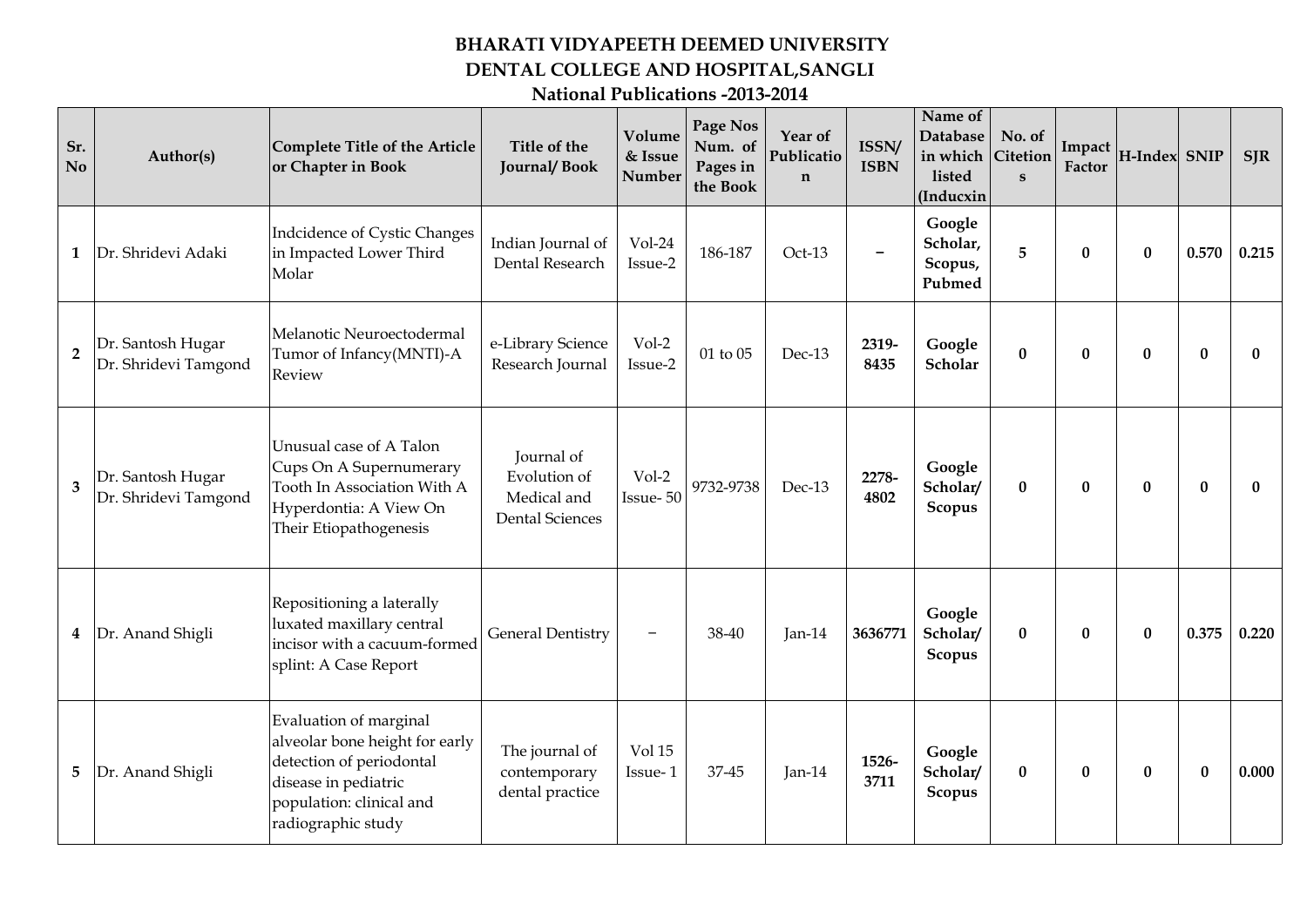# BHARATI VIDYAPEETH DEEMED UNIVERSITY
## DENTAL COLLEGE AND HOSPITAL,SANGLI
### National Publications -2013-2014

| Sr. No | Author(s) | Complete Title of the Article or Chapter in Book | Title of the Journal/ Book | Volume & Issue Number | Page Nos Num. of Pages in the Book | Year of Publication | ISSN/ ISBN | Name of Database in which listed (Inducxin | No. of Citetions | Impact Factor | H-Index | SNIP | SJR |
|---|---|---|---|---|---|---|---|---|---|---|---|---|---|
| 1 | Dr. Shridevi Adaki | Indcidence of Cystic Changes in Impacted Lower Third Molar | Indian Journal of Dental Research | Vol-24 Issue-2 | 186-187 | Oct-13 | – | Google Scholar, Scopus, Pubmed | 5 | 0 | 0 | 0.570 | 0.215 |
| 2 | Dr. Santosh Hugar<br>Dr. Shridevi Tamgond | Melanotic Neuroectodermal Tumor of Infancy(MNTI)-A Review | e-Library Science Research Journal | Vol-2 Issue-2 | 01 to 05 | Dec-13 | 2319-8435 | Google Scholar | 0 | 0 | 0 | 0 | 0 |
| 3 | Dr. Santosh Hugar<br>Dr. Shridevi Tamgond | Unusual case of A Talon Cups On A Supernumerary Tooth In Association With A Hyperdontia: A View On Their Etiopathogenesis | Journal of Evolution of Medical and Dental Sciences | Vol-2 Issue- 50 | 9732-9738 | Dec-13 | 2278-4802 | Google Scholar/ Scopus | 0 | 0 | 0 | 0 | 0 |
| 4 | Dr. Anand Shigli | Repositioning a laterally luxated maxillary central incisor with a cacuum-formed splint: A Case Report | General Dentistry | – | 38-40 | Jan-14 | 3636771 | Google Scholar/ Scopus | 0 | 0 | 0 | 0.375 | 0.220 |
| 5 | Dr. Anand Shigli | Evaluation of marginal alveolar bone height for early detection of periodontal disease in pediatric population: clinical and radiographic study | The journal of contemporary dental practice | Vol 15 Issue- 1 | 37-45 | Jan-14 | 1526-3711 | Google Scholar/ Scopus | 0 | 0 | 0 | 0 | 0.000 |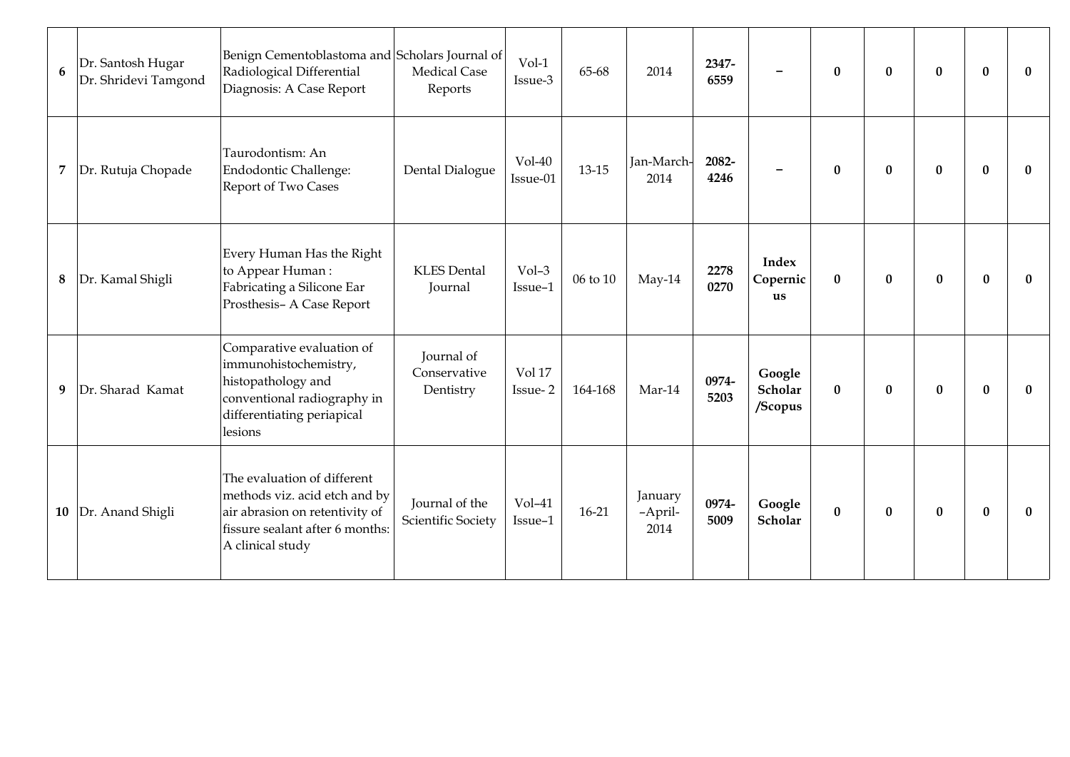| | | | | | | | | | | | | | | |
|---|---|---|---|---|---|---|---|---|---|---|---|---|---|---|
| 6 | Dr. Santosh Hugar Dr. Shridevi Tamgond | Benign Cementoblastoma and Radiological Differential Diagnosis: A Case Report | Scholars Journal of Medical Case Reports | Vol-1 Issue-3 | 65-68 | 2014 | **2347-6559** | – | **0** | **0** | **0** | **0** | **0** |
| 7 | Dr. Rutuja Chopade | Taurodontism: An Endodontic Challenge: Report of Two Cases | Dental Dialogue | Vol-40 Issue-01 | 13-15 | Jan-March-2014 | **2082-4246** | – | **0** | **0** | **0** | **0** | **0** |
| 8 | Dr. Kamal Shigli | Every Human Has the Right to Appear Human : Fabricating a Silicone Ear Prosthesis– A Case Report | KLES Dental Journal | Vol–3 Issue–1 | 06 to 10 | May-14 | **2278 0270** | **Index Copernicus** | **0** | **0** | **0** | **0** | **0** |
| 9 | Dr. Sharad Kamat | Comparative evaluation of immunohistochemistry, histopathology and conventional radiography in differentiating periapical lesions | Journal of Conservative Dentistry | Vol 17 Issue- 2 | 164-168 | Mar-14 | **0974-5203** | **Google Scholar /Scopus** | **0** | **0** | **0** | **0** | **0** |
| 10 | Dr. Anand Shigli | The evaluation of different methods viz. acid etch and by air abrasion on retentivity of fissure sealant after 6 months: A clinical study | Journal of the Scientific Society | Vol–41 Issue–1 | 16-21 | January –April-2014 | **0974-5009** | **Google Scholar** | **0** | **0** | **0** | **0** | **0** |